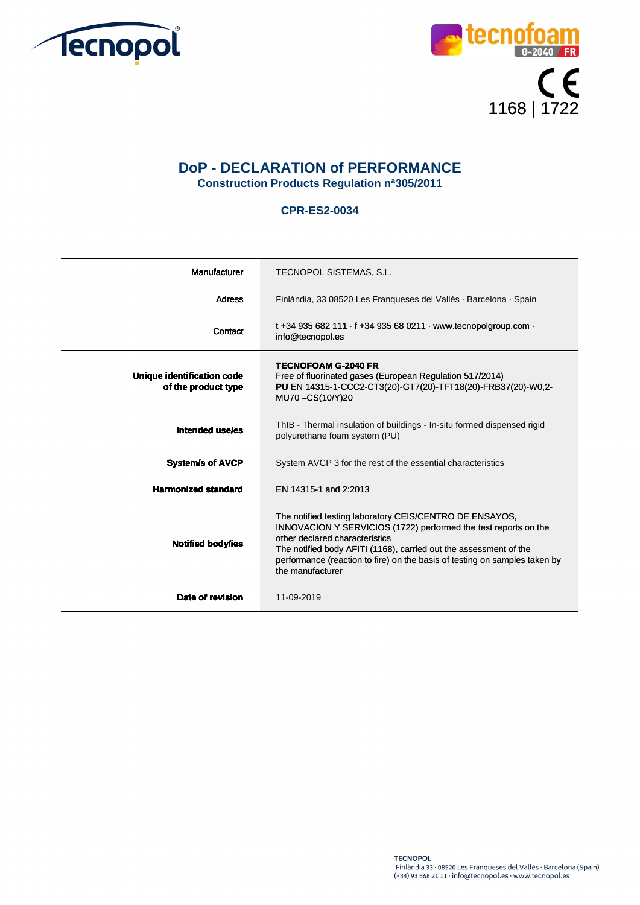Tecnopol

tecnofoam G-2040 FR

CE
1168 | 1722

# DoP - DECLARATION of PERFORMANCE

## Construction Products Regulation nª305/2011

### CPR-ES2-0034

| | |
|---|---|
| Manufacturer | TECNOPOL SISTEMAS, S.L. |
| Adress | Finlàndia, 33 08520 Les Franqueses del Vallès · Barcelona · Spain |
| Contact | t +34 935 682 111 · f +34 935 68 0211 · www.tecnopolgroup.com · info@tecnopol.es |
| **Unique identification code of the product type** | **TECNOFOAM G-2040 FR**<br>Free of fluorinated gases (European Regulation 517/2014)<br>**PU** EN 14315-1-CCC2-CT3(20)-GT7(20)-TFT18(20)-FRB37(20)-W0,2-MU70 –CS(10/Y)20 |
| **Intended use/es** | ThIB - Thermal insulation of buildings - In-situ formed dispensed rigid polyurethane foam system (PU) |
| **System/s of AVCP** | System AVCP 3 for the rest of the essential characteristics |
| **Harmonized standard** | EN 14315-1 and 2:2013 |
| **Notified body/ies** | The notified testing laboratory CEIS/CENTRO DE ENSAYOS, INNOVACION Y SERVICIOS (1722) performed the test reports on the other declared characteristics<br>The notified body AFITI (1168), carried out the assessment of the performance (reaction to fire) on the basis of testing on samples taken by the manufacturer |
| **Date of revision** | 11-09-2019 |

TECNOPOL
Finlàndia 33 · 08520 Les Franqueses del Vallès · Barcelona (Spain)
(+34) 93 568 21 11 · info@tecnopol.es · www.tecnopol.es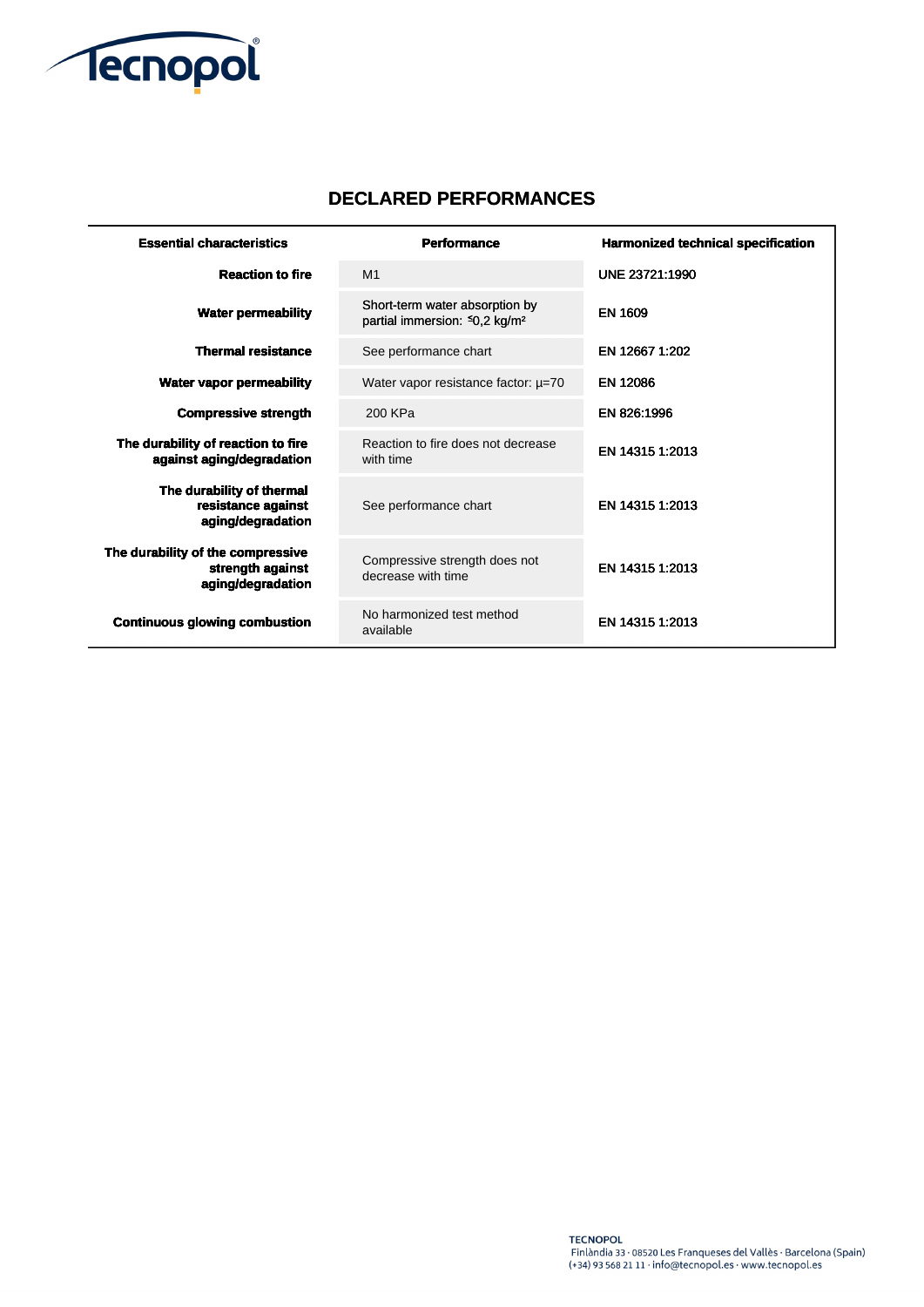## DECLARED PERFORMANCES

| Essential characteristics | Performance | Harmonized technical specification |
|---|---|---|
| **Reaction to fire** | M1 | UNE 23721:1990 |
| **Water permeability** | Short-term water absorption by partial immersion: ≤0,2 kg/m² | EN 1609 |
| **Thermal resistance** | See performance chart | EN 12667 1:202 |
| **Water vapor permeability** | Water vapor resistance factor: µ=70 | EN 12086 |
| **Compressive strength** | 200 KPa | EN 826:1996 |
| **The durability of reaction to fire against aging/degradation** | Reaction to fire does not decrease with time | EN 14315 1:2013 |
| **The durability of thermal resistance against aging/degradation** | See performance chart | EN 14315 1:2013 |
| **The durability of the compressive strength against aging/degradation** | Compressive strength does not decrease with time | EN 14315 1:2013 |
| **Continuous glowing combustion** | No harmonized test method available | EN 14315 1:2013 |

TECNOPOL
Finlàndia 33 · 08520 Les Franqueses del Vallès · Barcelona (Spain)
(+34) 93 568 21 11 · info@tecnopol.es · www.tecnopol.es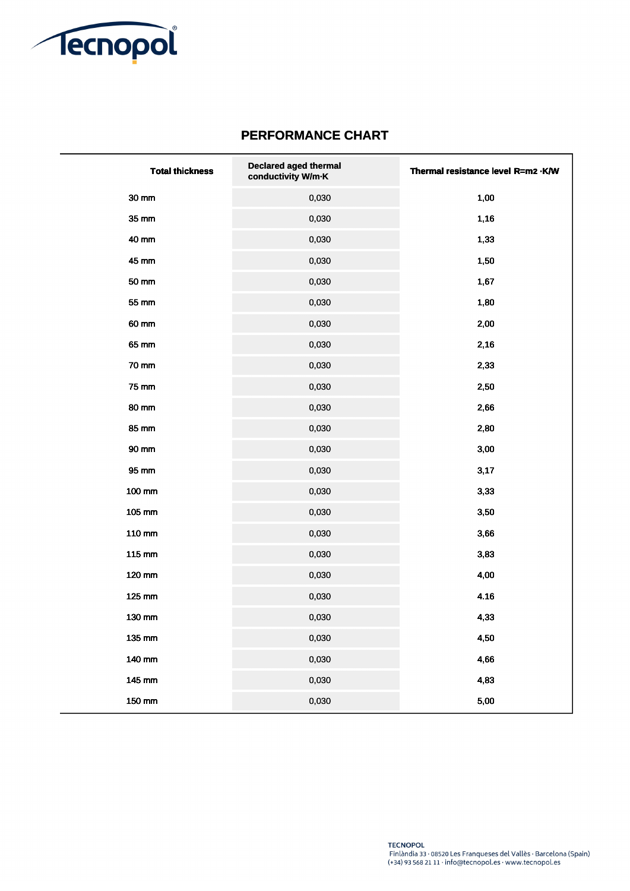## PERFORMANCE CHART

| Total thickness | Declared aged thermal conductivity W/m·K | Thermal resistance level R=m2 ·K/W |
|---|---|---|
| 30 mm | 0,030 | 1,00 |
| 35 mm | 0,030 | 1,16 |
| 40 mm | 0,030 | 1,33 |
| 45 mm | 0,030 | 1,50 |
| 50 mm | 0,030 | 1,67 |
| 55 mm | 0,030 | 1,80 |
| 60 mm | 0,030 | 2,00 |
| 65 mm | 0,030 | 2,16 |
| 70 mm | 0,030 | 2,33 |
| 75 mm | 0,030 | 2,50 |
| 80 mm | 0,030 | 2,66 |
| 85 mm | 0,030 | 2,80 |
| 90 mm | 0,030 | 3,00 |
| 95 mm | 0,030 | 3,17 |
| 100 mm | 0,030 | 3,33 |
| 105 mm | 0,030 | 3,50 |
| 110 mm | 0,030 | 3,66 |
| 115 mm | 0,030 | 3,83 |
| 120 mm | 0,030 | 4,00 |
| 125 mm | 0,030 | 4.16 |
| 130 mm | 0,030 | 4,33 |
| 135 mm | 0,030 | 4,50 |
| 140 mm | 0,030 | 4,66 |
| 145 mm | 0,030 | 4,83 |
| 150 mm | 0,030 | 5,00 |

**TECNOPOL**
Finlàndia 33 · 08520 Les Franqueses del Vallès · Barcelona (Spain)
(+34) 93 568 21 11 · info@tecnopol.es · www.tecnopol.es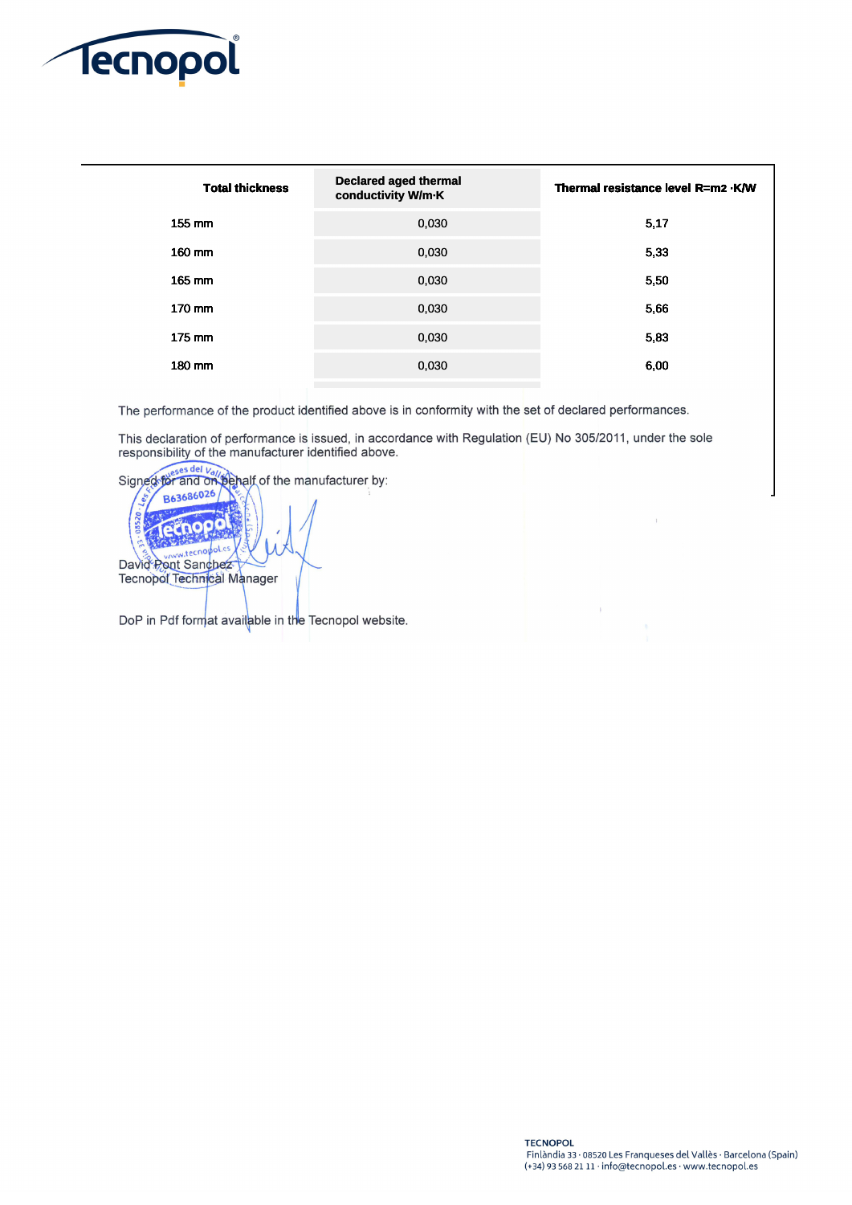| Total thickness | Declared aged thermal conductivity W/m·K | Thermal resistance level R=m2 ·K/W |
|---|---|---|
| 155 mm | 0,030 | 5,17 |
| 160 mm | 0,030 | 5,33 |
| 165 mm | 0,030 | 5,50 |
| 170 mm | 0,030 | 5,66 |
| 175 mm | 0,030 | 5,83 |
| 180 mm | 0,030 | 6,00 |

The performance of the product identified above is in conformity with the set of declared performances.

This declaration of performance is issued, in accordance with Regulation (EU) No 305/2011, under the sole responsibility of the manufacturer identified above.

Signed for and on behalf of the manufacturer by:

David Pont Sanchez
Tecnopol Technical Manager

DoP in Pdf format available in the Tecnopol website.

**TECNOPOL**
Finlàndia 33 · 08520 Les Franqueses del Vallès · Barcelona (Spain)
(+34) 93 568 21 11 · info@tecnopol.es · www.tecnopol.es